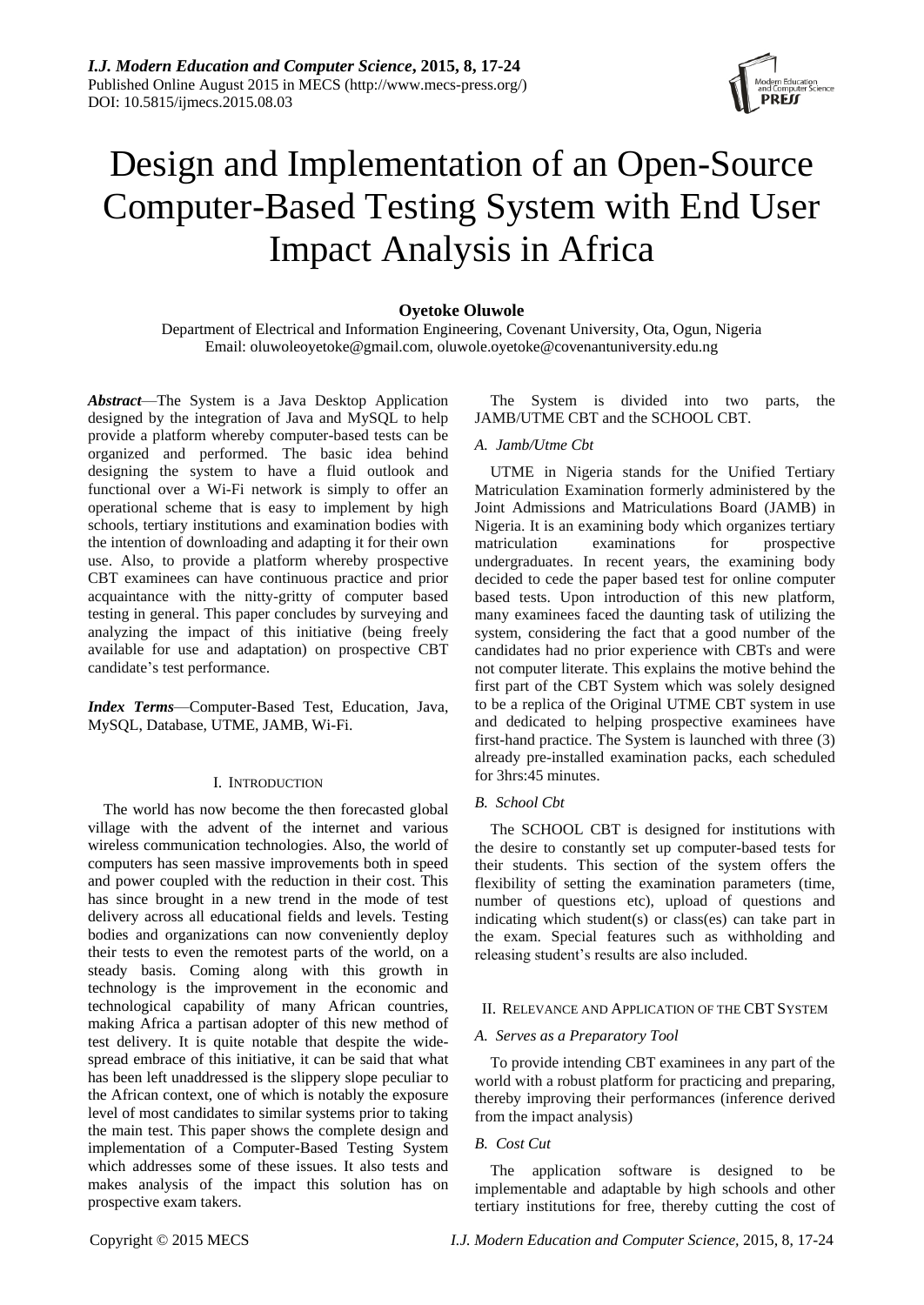# Design and Implementation of an Open-Source Computer-Based Testing System with End User Impact Analysis in Africa

**Oyetoke Oluwole**

Department of Electrical and Information Engineering, Covenant University, Ota, Ogun, Nigeria
Email: oluwoleoyetoke@gmail.com, oluwole.oyetoke@covenantuniversity.edu.ng

***Abstract***—The System is a Java Desktop Application designed by the integration of Java and MySQL to help provide a platform whereby computer-based tests can be organized and performed. The basic idea behind designing the system to have a fluid outlook and functional over a Wi-Fi network is simply to offer an operational scheme that is easy to implement by high schools, tertiary institutions and examination bodies with the intention of downloading and adapting it for their own use. Also, to provide a platform whereby prospective CBT examinees can have continuous practice and prior acquaintance with the nitty-gritty of computer based testing in general. This paper concludes by surveying and analyzing the impact of this initiative (being freely available for use and adaptation) on prospective CBT candidate's test performance.

***Index Terms***—Computer-Based Test, Education, Java, MySQL, Database, UTME, JAMB, Wi-Fi.

## I. Introduction

The world has now become the then forecasted global village with the advent of the internet and various wireless communication technologies. Also, the world of computers has seen massive improvements both in speed and power coupled with the reduction in their cost. This has since brought in a new trend in the mode of test delivery across all educational fields and levels. Testing bodies and organizations can now conveniently deploy their tests to even the remotest parts of the world, on a steady basis. Coming along with this growth in technology is the improvement in the economic and technological capability of many African countries, making Africa a partisan adopter of this new method of test delivery. It is quite notable that despite the wide-spread embrace of this initiative, it can be said that what has been left unaddressed is the slippery slope peculiar to the African context, one of which is notably the exposure level of most candidates to similar systems prior to taking the main test. This paper shows the complete design and implementation of a Computer-Based Testing System which addresses some of these issues. It also tests and makes analysis of the impact this solution has on prospective exam takers.

The System is divided into two parts, the JAMB/UTME CBT and the SCHOOL CBT.

### *A. Jamb/Utme Cbt*

UTME in Nigeria stands for the Unified Tertiary Matriculation Examination formerly administered by the Joint Admissions and Matriculations Board (JAMB) in Nigeria. It is an examining body which organizes tertiary matriculation examinations for prospective undergraduates. In recent years, the examining body decided to cede the paper based test for online computer based tests. Upon introduction of this new platform, many examinees faced the daunting task of utilizing the system, considering the fact that a good number of the candidates had no prior experience with CBTs and were not computer literate. This explains the motive behind the first part of the CBT System which was solely designed to be a replica of the Original UTME CBT system in use and dedicated to helping prospective examinees have first-hand practice. The System is launched with three (3) already pre-installed examination packs, each scheduled for 3hrs:45 minutes.

### *B. School Cbt*

The SCHOOL CBT is designed for institutions with the desire to constantly set up computer-based tests for their students. This section of the system offers the flexibility of setting the examination parameters (time, number of questions etc), upload of questions and indicating which student(s) or class(es) can take part in the exam. Special features such as withholding and releasing student's results are also included.

## II. Relevance and Application of the CBT System

### *A. Serves as a Preparatory Tool*

To provide intending CBT examinees in any part of the world with a robust platform for practicing and preparing, thereby improving their performances (inference derived from the impact analysis)

### *B. Cost Cut*

The application software is designed to be implementable and adaptable by high schools and other tertiary institutions for free, thereby cutting the cost of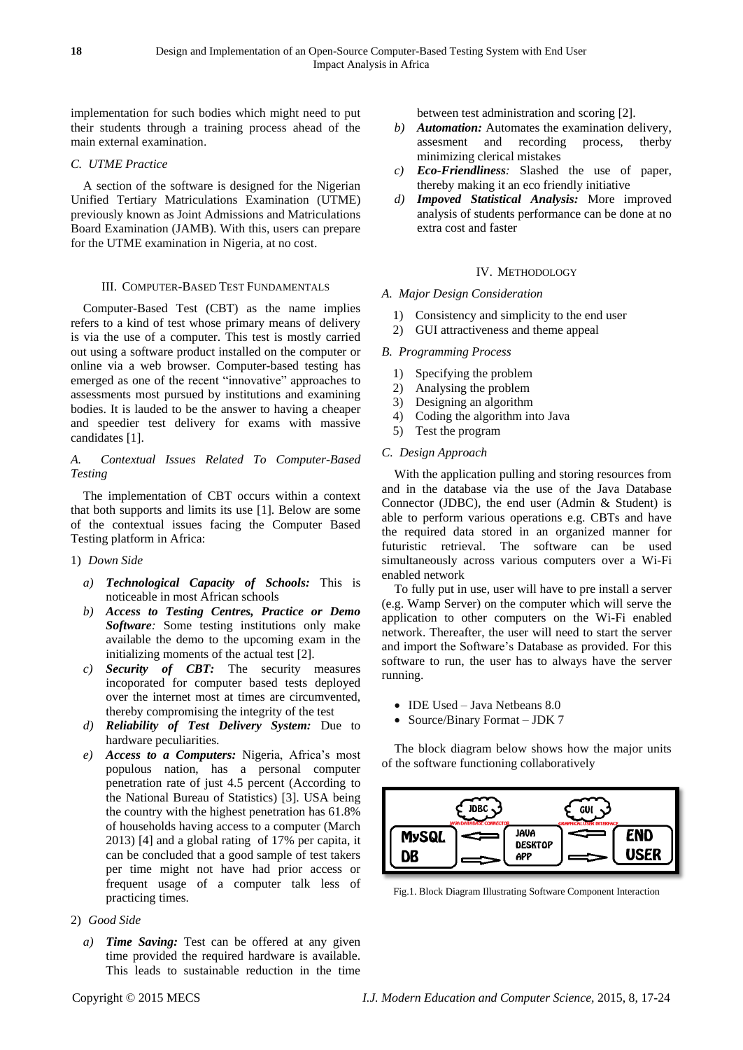implementation for such bodies which might need to put their students through a training process ahead of the main external examination.

### C. UTME Practice

A section of the software is designed for the Nigerian Unified Tertiary Matriculations Examination (UTME) previously known as Joint Admissions and Matriculations Board Examination (JAMB). With this, users can prepare for the UTME examination in Nigeria, at no cost.

## III. Computer-Based Test Fundamentals

Computer-Based Test (CBT) as the name implies refers to a kind of test whose primary means of delivery is via the use of a computer. This test is mostly carried out using a software product installed on the computer or online via a web browser. Computer-based testing has emerged as one of the recent "innovative" approaches to assessments most pursued by institutions and examining bodies. It is lauded to be the answer to having a cheaper and speedier test delivery for exams with massive candidates [1].

### A. Contextual Issues Related To Computer-Based Testing

The implementation of CBT occurs within a context that both supports and limits its use [1]. Below are some of the contextual issues facing the Computer Based Testing platform in Africa:

1) *Down Side*

a) ***Technological Capacity of Schools:*** This is noticeable in most African schools

b) ***Access to Testing Centres, Practice or Demo Software****:* Some testing institutions only make available the demo to the upcoming exam in the initializing moments of the actual test [2].

c) ***Security of CBT:*** The security measures incoporated for computer based tests deployed over the internet most at times are circumvented, thereby compromising the integrity of the test

d) ***Reliability of Test Delivery System:*** Due to hardware peculiarities.

e) ***Access to a Computers:*** Nigeria, Africa's most populous nation, has a personal computer penetration rate of just 4.5 percent (According to the National Bureau of Statistics) [3]. USA being the country with the highest penetration has 61.8% of households having access to a computer (March 2013) [4] and a global rating of 17% per capita, it can be concluded that a good sample of test takers per time might not have had prior access or frequent usage of a computer talk less of practicing times.

2) *Good Side*

a) ***Time Saving:*** Test can be offered at any given time provided the required hardware is available. This leads to sustainable reduction in the time between test administration and scoring [2].

b) ***Automation:*** Automates the examination delivery, assesment and recording process, therby minimizing clerical mistakes

c) ***Eco-Friendliness****:* Slashed the use of paper, thereby making it an eco friendly initiative

d) ***Impoved Statistical Analysis:*** More improved analysis of students performance can be done at no extra cost and faster

## IV. Methodology

### A. Major Design Consideration

1) Consistency and simplicity to the end user
2) GUI attractiveness and theme appeal

### B. Programming Process

1) Specifying the problem
2) Analysing the problem
3) Designing an algorithm
4) Coding the algorithm into Java
5) Test the program

### C. Design Approach

With the application pulling and storing resources from and in the database via the use of the Java Database Connector (JDBC), the end user (Admin & Student) is able to perform various operations e.g. CBTs and have the required data stored in an organized manner for futuristic retrieval. The software can be used simultaneously across various computers over a Wi-Fi enabled network

To fully put in use, user will have to pre install a server (e.g. Wamp Server) on the computer which will serve the application to other computers on the Wi-Fi enabled network. Thereafter, the user will need to start the server and import the Software's Database as provided. For this software to run, the user has to always have the server running.

- IDE Used – Java Netbeans 8.0
- Source/Binary Format – JDK 7

The block diagram below shows how the major units of the software functioning collaboratively

Fig.1. Block Diagram Illustrating Software Component Interaction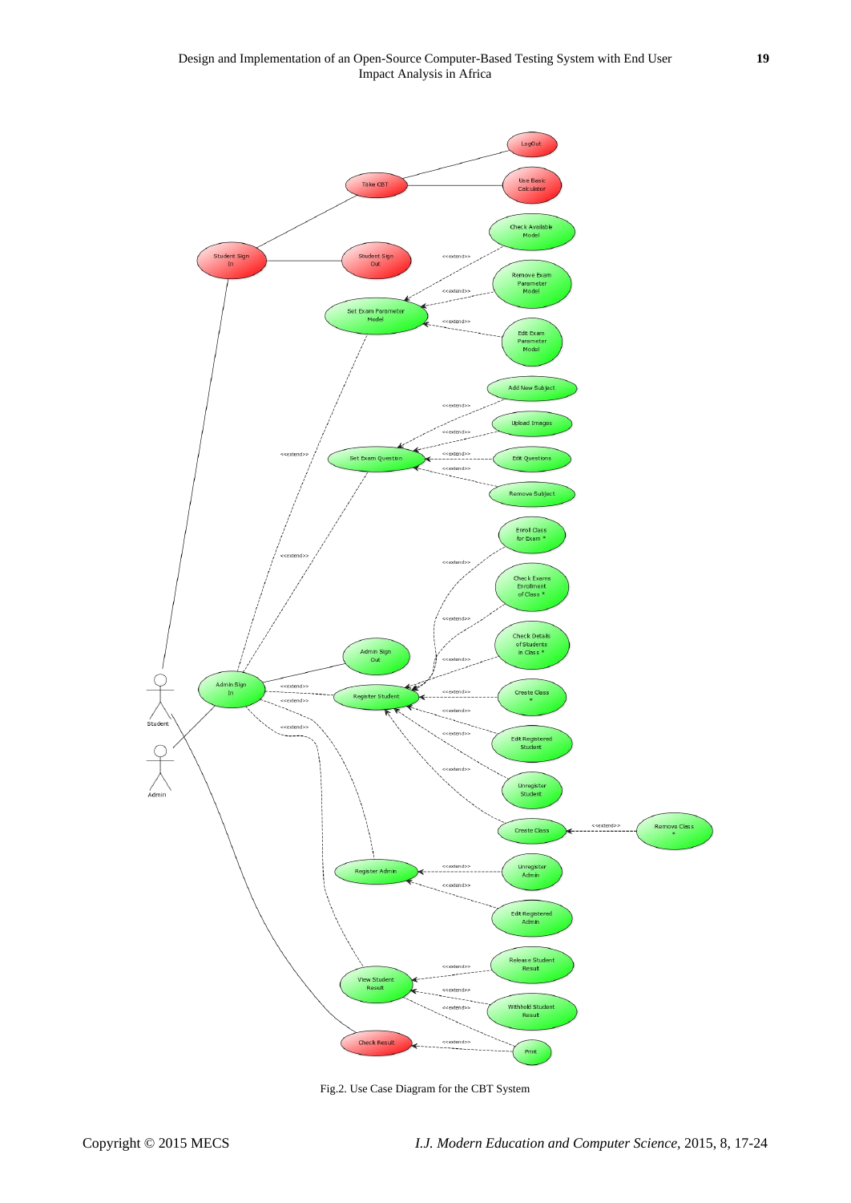Fig.2. Use Case Diagram for the CBT System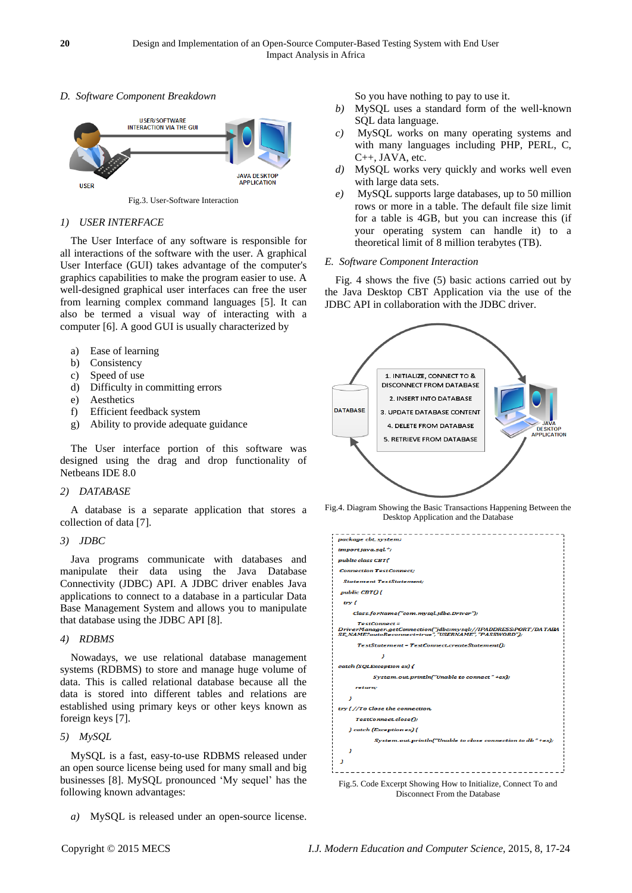### D. Software Component Breakdown

Fig.3. User-Software Interaction

#### 1) USER INTERFACE

The User Interface of any software is responsible for all interactions of the software with the user. A graphical User Interface (GUI) takes advantage of the computer's graphics capabilities to make the program easier to use. A well-designed graphical user interfaces can free the user from learning complex command languages [5]. It can also be termed a visual way of interacting with a computer [6]. A good GUI is usually characterized by

a) Ease of learning
b) Consistency
c) Speed of use
d) Difficulty in committing errors
e) Aesthetics
f) Efficient feedback system
g) Ability to provide adequate guidance

The User interface portion of this software was designed using the drag and drop functionality of Netbeans IDE 8.0

#### 2) DATABASE

A database is a separate application that stores a collection of data [7].

#### 3) JDBC

Java programs communicate with databases and manipulate their data using the Java Database Connectivity (JDBC) API. A JDBC driver enables Java applications to connect to a database in a particular Data Base Management System and allows you to manipulate that database using the JDBC API [8].

#### 4) RDBMS

Nowadays, we use relational database management systems (RDBMS) to store and manage huge volume of data. This is called relational database because all the data is stored into different tables and relations are established using primary keys or other keys known as foreign keys [7].

#### 5) MySQL

MySQL is a fast, easy-to-use RDBMS released under an open source license being used for many small and big businesses [8]. MySQL pronounced 'My sequel' has the following known advantages:

*a)* MySQL is released under an open-source license. So you have nothing to pay to use it.

*b)* MySQL uses a standard form of the well-known SQL data language.

*c)* MySQL works on many operating systems and with many languages including PHP, PERL, C, C++, JAVA, etc.

*d)* MySQL works very quickly and works well even with large data sets.

*e)* MySQL supports large databases, up to 50 million rows or more in a table. The default file size limit for a table is 4GB, but you can increase this (if your operating system can handle it) to a theoretical limit of 8 million terabytes (TB).

### E. Software Component Interaction

Fig. 4 shows the five (5) basic actions carried out by the Java Desktop CBT Application via the use of the JDBC API in collaboration with the JDBC driver.

Fig.4. Diagram Showing the Basic Transactions Happening Between the Desktop Application and the Database

```
package cbt_system;
import java.sql.*;
public class CBT{
Connection TestConnect;
  Statement TestStatement;
 public CBT() {
  try {
      Class.forName("com.mysql.jdbc.Driver");
        TestConnect =
DriverManager.getConnection("jdbc:mysql://IPADDRESS:PORT/DATABASE_NAME?autoReconnect=true", "USERNAME", "PASSWORD");
        TestStatement = TestConnect.createStatement();
                }
catch (SQLException ex) {
            System.out.println("Unable to connect " +ex);
       return;
    }
try { //To Close the connection
       TestConnect.close();
    } catch (Exception ex) {
            System.out.println("Unable to close connection to db " +ex);
    }
 }
```

Fig.5. Code Excerpt Showing How to Initialize, Connect To and Disconnect From the Database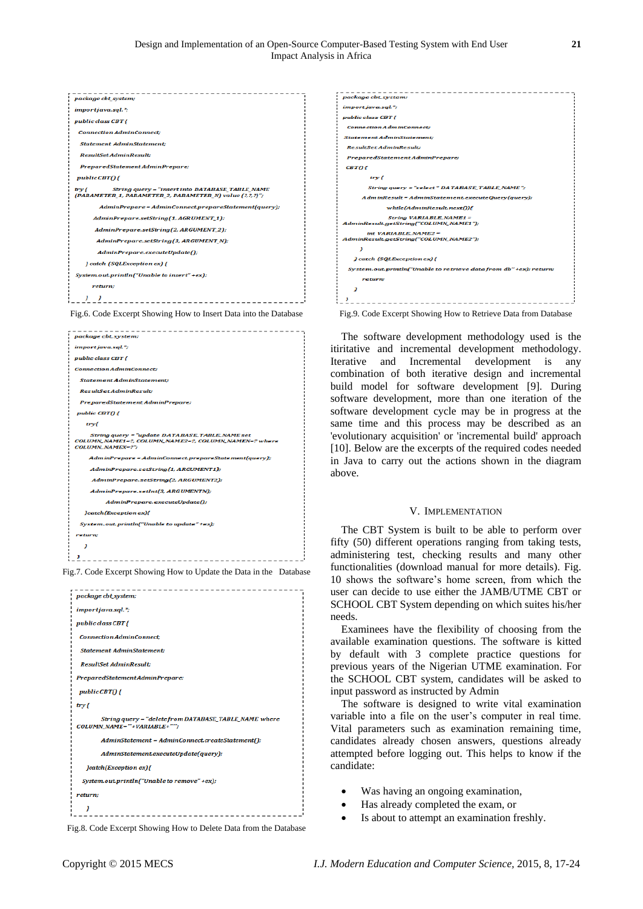```
package cbt_system;
import java.sql.*;
public class CBT {
 Connection AdminConnect;
 Statement AdminStatement;
 ResultSet AdminResult;
 PreparedStatement AdminPrepare;
public CBT() {
try {       String query = "insert into DATABASE_TABLE_NAME
(PARAMETER_1, PARAMETER_2, PARAMETER_N) value (?,?,?)";
      AdminPrepare = AdminConnect.prepareStatement(query);
   AdminPrepare.setString(1, AGRUMENT_1);
   AdminPrepare.setString(2, ARGUMENT_2);
   AdminPrepare.setString(3, ARGUMENT_N);
   AdminPrepare.executeUpdate();
 } catch (SQLException ex) {
System.out.println("Unable to insert" +ex);
    return;
  }  }
```

Fig.6. Code Excerpt Showing How to Insert Data into the Database

```
package cbt_system;
import java.sql.*;
public class CBT {
Connection AdminConnect;
 Statement AdminStatement;
 ResultSet AdminResult;
 PreparedStatement AdminPrepare;
public CBT() {
  try{
   String query = "update DATABASE_TABLE_NAME set
COLUMN_NAME1=?, COLUMN_NAME2=?, COLUMN_NAMEN=? where
COLUMN_NAMEX=?";
   AdminPrepare = AdminConnect.prepareStatement(query);
   AdminPrepare.setString(1, ARGUMENT1);
   AdminPrepare.setString(2, ARGUMENT2);
   AdminPrepare.setInt(3, ARGUMENTN);
     AdminPrepare.executeUpdate();
 }catch(Exception ex){
 System.out.println("Unable to update" +ex);
return;
  }
}
```

Fig.7. Code Excerpt Showing How to Update the Data in the Database

```
package cbt_system;
import java.sql.*;
public class CBT {
 Connection AdminConnect;
 Statement AdminStatement;
 ResultSet AdminResult;
PreparedStatement AdminPrepare;
 public CBT() {
try {
      String query = "delete from DATABASE_TABLE_NAME where
COLUMN_NAME='"+VARIABLE+"'";
      AdminStatement = AdminConnect.createStatement();
      AdminStatement.executeUpdate(query);
  }catch(Exception ex){
 System.out.println("Unable to remove" +ex);
return;
  }
```

Fig.8. Code Excerpt Showing How to Delete Data from the Database

```
package cbt_system;
import java.sql.*;
public class CBT {
 Connection AdminConnect;
 Statement AdminStatement;
 ResultSet AdminResult;
 PreparedStatement AdminPrepare;
 CBT() {
        try {
   String query = "select * DATABASE_TABLE_NAME";
  AdminResult = AdminStatement.executeQuery(query);
        while(AdminResult.next()){
        String VARIABLE_NAME1 =
AdminResult.getString("COLUMN_NAME1");
      int VARIABLE_NAME2 =
AdminResult.getString("COLUMN_NAME2");
   }
  } catch (SQLException ex) {
 System.out.println("Unable to retrieve data from db" +ex); return;
    return;
  }
}
```

Fig.9. Code Excerpt Showing How to Retrieve Data from Database

The software development methodology used is the itiritative and incremental development methodology. Iterative and Incremental development is any combination of both iterative design and incremental build model for software development [9]. During software development, more than one iteration of the software development cycle may be in progress at the same time and this process may be described as an 'evolutionary acquisition' or 'incremental build' approach [10]. Below are the excerpts of the required codes needed in Java to carry out the actions shown in the diagram above.

## V. Implementation

The CBT System is built to be able to perform over fifty (50) different operations ranging from taking tests, administering test, checking results and many other functionalities (download manual for more details). Fig. 10 shows the software's home screen, from which the user can decide to use either the JAMB/UTME CBT or SCHOOL CBT System depending on which suites his/her needs.

Examinees have the flexibility of choosing from the available examination questions. The software is kitted by default with 3 complete practice questions for previous years of the Nigerian UTME examination. For the SCHOOL CBT system, candidates will be asked to input password as instructed by Admin

The software is designed to write vital examination variable into a file on the user's computer in real time. Vital parameters such as examination remaining time, candidates already chosen answers, questions already attempted before logging out. This helps to know if the candidate:

- Was having an ongoing examination,
- Has already completed the exam, or
- Is about to attempt an examination freshly.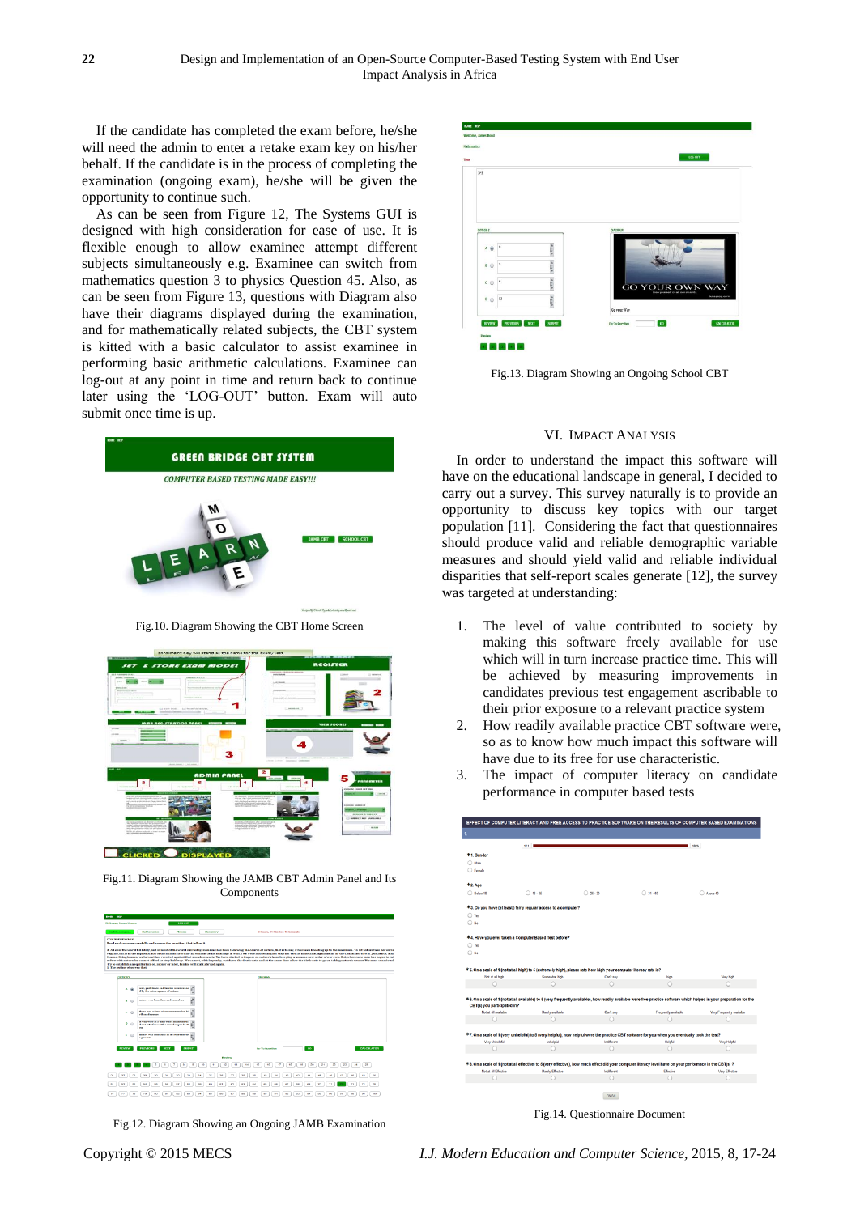If the candidate has completed the exam before, he/she will need the admin to enter a retake exam key on his/her behalf. If the candidate is in the process of completing the examination (ongoing exam), he/she will be given the opportunity to continue such.

As can be seen from Figure 12, The Systems GUI is designed with high consideration for ease of use. It is flexible enough to allow examinee attempt different subjects simultaneously e.g. Examinee can switch from mathematics question 3 to physics Question 45. Also, as can be seen from Figure 13, questions with Diagram also have their diagrams displayed during the examination, and for mathematically related subjects, the CBT system is kitted with a basic calculator to assist examinee in performing basic arithmetic calculations. Examinee can log-out at any point in time and return back to continue later using the 'LOG-OUT' button. Exam will auto submit once time is up.

Fig.10. Diagram Showing the CBT Home Screen

Fig.11. Diagram Showing the JAMB CBT Admin Panel and Its Components

Fig.12. Diagram Showing an Ongoing JAMB Examination

Fig.13. Diagram Showing an Ongoing School CBT

## VI. Impact Analysis

In order to understand the impact this software will have on the educational landscape in general, I decided to carry out a survey. This survey naturally is to provide an opportunity to discuss key topics with our target population [11]. Considering the fact that questionnaires should produce valid and reliable demographic variable measures and should yield valid and reliable individual disparities that self-report scales generate [12], the survey was targeted at understanding:

1. The level of value contributed to society by making this software freely available for use which will in turn increase practice time. This will be achieved by measuring improvements in candidates previous test engagement ascribable to their prior exposure to a relevant practice system
2. How readily available practice CBT software were, so as to know how much impact this software will have due to its free for use characteristic.
3. The impact of computer literacy on candidate performance in computer based tests

Fig.14. Questionnaire Document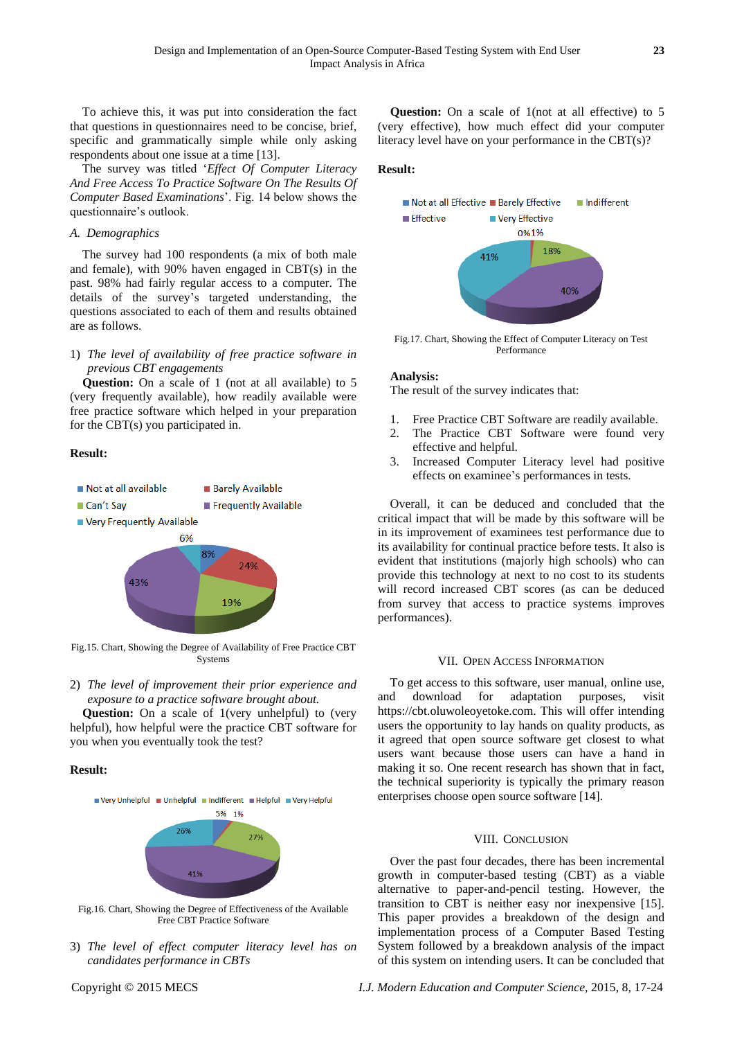To achieve this, it was put into consideration the fact that questions in questionnaires need to be concise, brief, specific and grammatically simple while only asking respondents about one issue at a time [13].

The survey was titled '*Effect Of Computer Literacy And Free Access To Practice Software On The Results Of Computer Based Examinations*'. Fig. 14 below shows the questionnaire's outlook.

### *A. Demographics*

The survey had 100 respondents (a mix of both male and female), with 90% haven engaged in CBT(s) in the past. 98% had fairly regular access to a computer. The details of the survey's targeted understanding, the questions associated to each of them and results obtained are as follows.

1) *The level of availability of free practice software in previous CBT engagements*

**Question:** On a scale of 1 (not at all available) to 5 (very frequently available), how readily available were free practice software which helped in your preparation for the CBT(s) you participated in.

**Result:**

Fig.15. Chart, Showing the Degree of Availability of Free Practice CBT Systems

2) *The level of improvement their prior experience and exposure to a practice software brought about.*

**Question:** On a scale of 1(very unhelpful) to (very helpful), how helpful were the practice CBT software for you when you eventually took the test?

**Result:**

Fig.16. Chart, Showing the Degree of Effectiveness of the Available Free CBT Practice Software

3) *The level of effect computer literacy level has on candidates performance in CBTs*

**Question:** On a scale of 1(not at all effective) to 5 (very effective), how much effect did your computer literacy level have on your performance in the CBT(s)?

**Result:**

Fig.17. Chart, Showing the Effect of Computer Literacy on Test Performance

**Analysis:**

The result of the survey indicates that:

1. Free Practice CBT Software are readily available.
2. The Practice CBT Software were found very effective and helpful.
3. Increased Computer Literacy level had positive effects on examinee's performances in tests.

Overall, it can be deduced and concluded that the critical impact that will be made by this software will be in its improvement of examinees test performance due to its availability for continual practice before tests. It also is evident that institutions (majorly high schools) who can provide this technology at next to no cost to its students will record increased CBT scores (as can be deduced from survey that access to practice systems improves performances).

## VII. Open Access Information

To get access to this software, user manual, online use, and download for adaptation purposes, visit https://cbt.oluwoleoyetoke.com. This will offer intending users the opportunity to lay hands on quality products, as it agreed that open source software get closest to what users want because those users can have a hand in making it so. One recent research has shown that in fact, the technical superiority is typically the primary reason enterprises choose open source software [14].

## VIII. Conclusion

Over the past four decades, there has been incremental growth in computer-based testing (CBT) as a viable alternative to paper-and-pencil testing. However, the transition to CBT is neither easy nor inexpensive [15]. This paper provides a breakdown of the design and implementation process of a Computer Based Testing System followed by a breakdown analysis of the impact of this system on intending users. It can be concluded that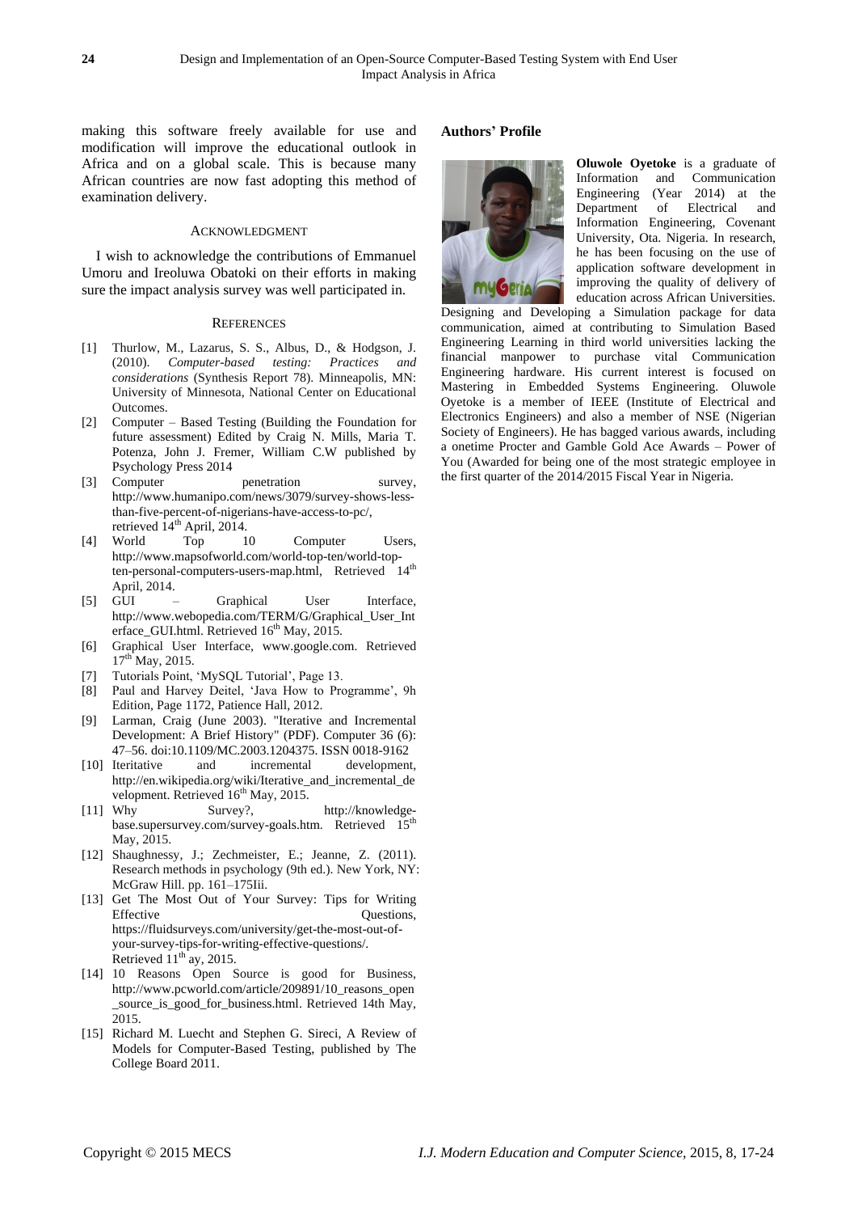making this software freely available for use and modification will improve the educational outlook in Africa and on a global scale. This is because many African countries are now fast adopting this method of examination delivery.

## ACKNOWLEDGMENT

I wish to acknowledge the contributions of Emmanuel Umoru and Ireoluwa Obatoki on their efforts in making sure the impact analysis survey was well participated in.

## REFERENCES

[1] Thurlow, M., Lazarus, S. S., Albus, D., & Hodgson, J. (2010). *Computer-based testing: Practices and considerations* (Synthesis Report 78). Minneapolis, MN: University of Minnesota, National Center on Educational Outcomes.

[2] Computer – Based Testing (Building the Foundation for future assessment) Edited by Craig N. Mills, Maria T. Potenza, John J. Fremer, William C.W published by Psychology Press 2014

[3] Computer penetration survey, http://www.humanipo.com/news/3079/survey-shows-less-than-five-percent-of-nigerians-have-access-to-pc/, retrieved 14th April, 2014.

[4] World Top 10 Computer Users, http://www.mapsofworld.com/world-top-ten/world-top-ten-personal-computers-users-map.html, Retrieved 14th April, 2014.

[5] GUI – Graphical User Interface, http://www.webopedia.com/TERM/G/Graphical_User_Interface_GUI.html. Retrieved 16th May, 2015.

[6] Graphical User Interface, www.google.com. Retrieved 17th May, 2015.

[7] Tutorials Point, 'MySQL Tutorial', Page 13.

[8] Paul and Harvey Deitel, 'Java How to Programme', 9h Edition, Page 1172, Patience Hall, 2012.

[9] Larman, Craig (June 2003). "Iterative and Incremental Development: A Brief History" (PDF). Computer 36 (6): 47–56. doi:10.1109/MC.2003.1204375. ISSN 0018-9162

[10] Iteritative and incremental development, http://en.wikipedia.org/wiki/Iterative_and_incremental_development. Retrieved 16th May, 2015.

[11] Why Survey?, http://knowledge-base.supersurvey.com/survey-goals.htm. Retrieved 15th May, 2015.

[12] Shaughnessy, J.; Zechmeister, E.; Jeanne, Z. (2011). Research methods in psychology (9th ed.). New York, NY: McGraw Hill. pp. 161–175Iii.

[13] Get The Most Out of Your Survey: Tips for Writing Effective Questions, https://fluidsurveys.com/university/get-the-most-out-of-your-survey-tips-for-writing-effective-questions/. Retrieved 11th ay, 2015.

[14] 10 Reasons Open Source is good for Business, http://www.pcworld.com/article/209891/10_reasons_open_source_is_good_for_business.html. Retrieved 14th May, 2015.

[15] Richard M. Luecht and Stephen G. Sireci, A Review of Models for Computer-Based Testing, published by The College Board 2011.

## Authors' Profile

**Oluwole Oyetoke** is a graduate of Information and Communication Engineering (Year 2014) at the Department of Electrical and Information Engineering, Covenant University, Ota. Nigeria. In research, he has been focusing on the use of application software development in improving the quality of delivery of education across African Universities. Designing and Developing a Simulation package for data communication, aimed at contributing to Simulation Based Engineering Learning in third world universities lacking the financial manpower to purchase vital Communication Engineering hardware. His current interest is focused on Mastering in Embedded Systems Engineering. Oluwole Oyetoke is a member of IEEE (Institute of Electrical and Electronics Engineers) and also a member of NSE (Nigerian Society of Engineers). He has bagged various awards, including a onetime Procter and Gamble Gold Ace Awards – Power of You (Awarded for being one of the most strategic employee in the first quarter of the 2014/2015 Fiscal Year in Nigeria.